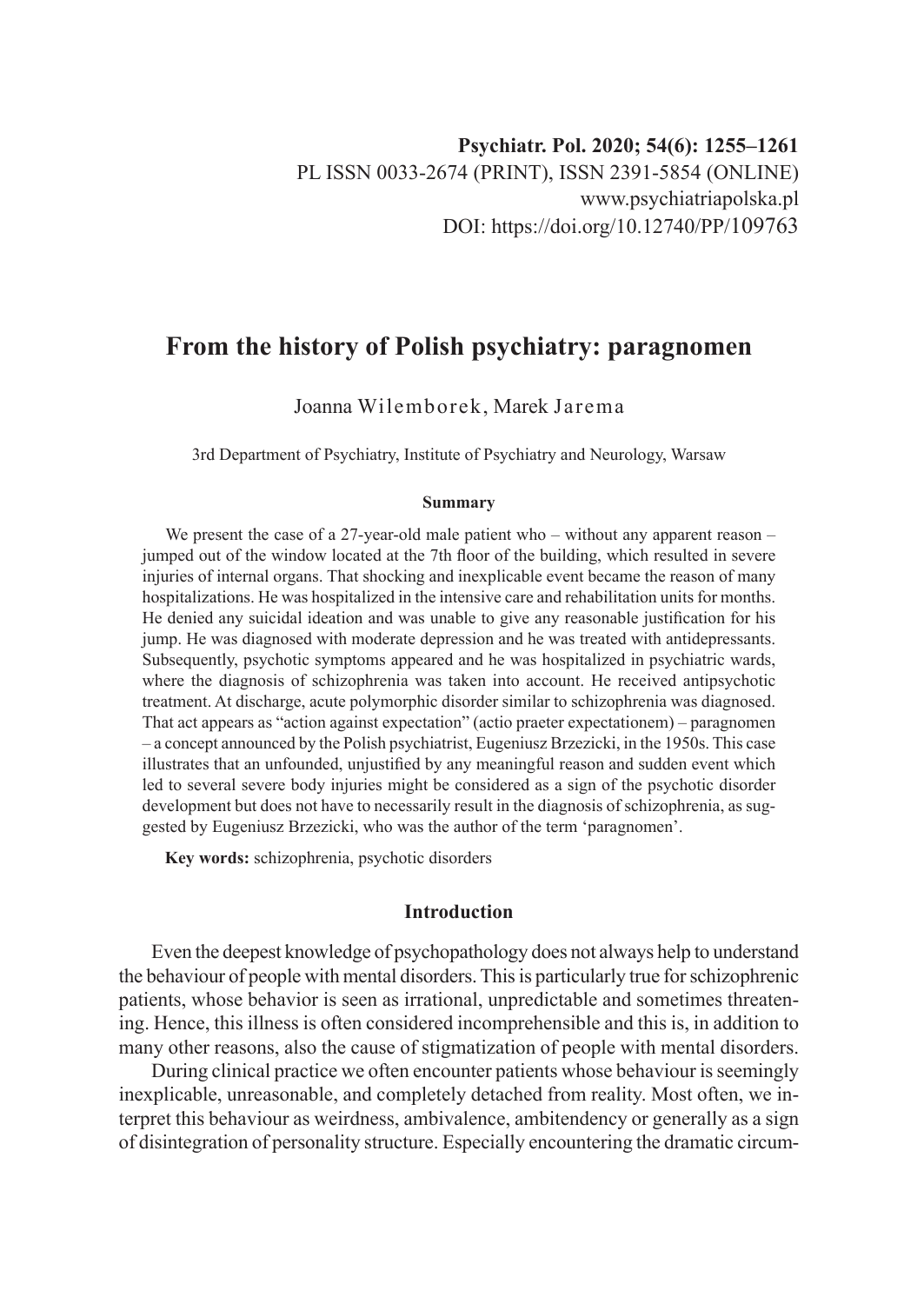Psychiatr. Pol. 2020; 54(6): 1255–1261
PL ISSN 0033-2674 (PRINT), ISSN 2391-5854 (ONLINE)
www.psychiatriapolska.pl
DOI: https://doi.org/10.12740/PP/109763

# From the history of Polish psychiatry: paragnomen

Joanna Wilemborek, Marek Jarema

3rd Department of Psychiatry, Institute of Psychiatry and Neurology, Warsaw

### Summary

We present the case of a 27-year-old male patient who – without any apparent reason – jumped out of the window located at the 7th floor of the building, which resulted in severe injuries of internal organs. That shocking and inexplicable event became the reason of many hospitalizations. He was hospitalized in the intensive care and rehabilitation units for months. He denied any suicidal ideation and was unable to give any reasonable justification for his jump. He was diagnosed with moderate depression and he was treated with antidepressants. Subsequently, psychotic symptoms appeared and he was hospitalized in psychiatric wards, where the diagnosis of schizophrenia was taken into account. He received antipsychotic treatment. At discharge, acute polymorphic disorder similar to schizophrenia was diagnosed. That act appears as "action against expectation" (actio praeter expectationem) – paragnomen – a concept announced by the Polish psychiatrist, Eugeniusz Brzezicki, in the 1950s. This case illustrates that an unfounded, unjustified by any meaningful reason and sudden event which led to several severe body injuries might be considered as a sign of the psychotic disorder development but does not have to necessarily result in the diagnosis of schizophrenia, as suggested by Eugeniusz Brzezicki, who was the author of the term 'paragnomen'.

**Key words:** schizophrenia, psychotic disorders

## Introduction

Even the deepest knowledge of psychopathology does not always help to understand the behaviour of people with mental disorders. This is particularly true for schizophrenic patients, whose behavior is seen as irrational, unpredictable and sometimes threatening. Hence, this illness is often considered incomprehensible and this is, in addition to many other reasons, also the cause of stigmatization of people with mental disorders.

During clinical practice we often encounter patients whose behaviour is seemingly inexplicable, unreasonable, and completely detached from reality. Most often, we interpret this behaviour as weirdness, ambivalence, ambitendency or generally as a sign of disintegration of personality structure. Especially encountering the dramatic circum-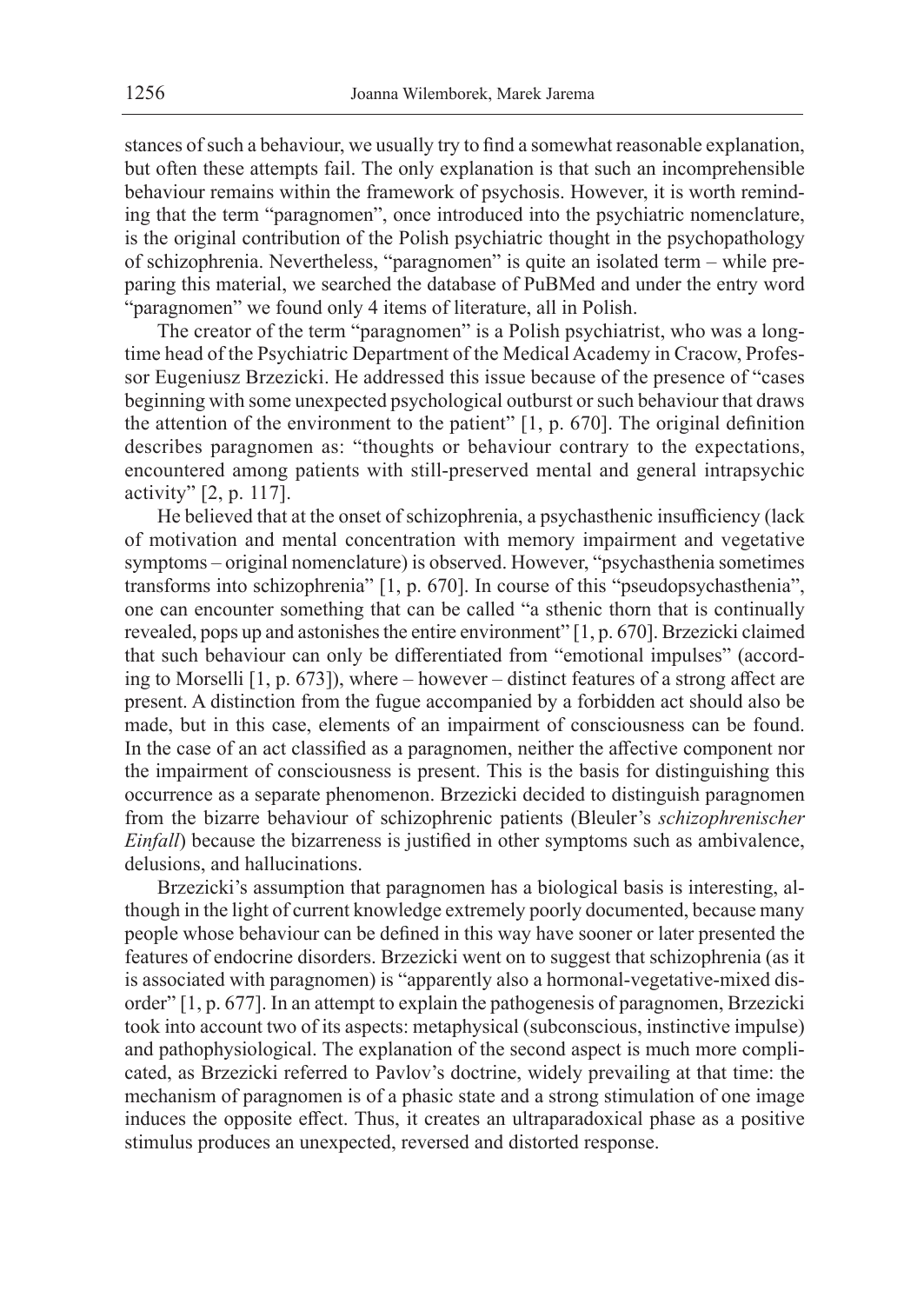stances of such a behaviour, we usually try to find a somewhat reasonable explanation, but often these attempts fail. The only explanation is that such an incomprehensible behaviour remains within the framework of psychosis. However, it is worth reminding that the term "paragnomen", once introduced into the psychiatric nomenclature, is the original contribution of the Polish psychiatric thought in the psychopathology of schizophrenia. Nevertheless, "paragnomen" is quite an isolated term – while preparing this material, we searched the database of PuBMed and under the entry word "paragnomen" we found only 4 items of literature, all in Polish.

The creator of the term "paragnomen" is a Polish psychiatrist, who was a long-time head of the Psychiatric Department of the Medical Academy in Cracow, Professor Eugeniusz Brzezicki. He addressed this issue because of the presence of "cases beginning with some unexpected psychological outburst or such behaviour that draws the attention of the environment to the patient" [1, p. 670]. The original definition describes paragnomen as: "thoughts or behaviour contrary to the expectations, encountered among patients with still-preserved mental and general intrapsychic activity" [2, p. 117].

He believed that at the onset of schizophrenia, a psychasthenic insufficiency (lack of motivation and mental concentration with memory impairment and vegetative symptoms – original nomenclature) is observed. However, "psychasthenia sometimes transforms into schizophrenia" [1, p. 670]. In course of this "pseudopsychasthenia", one can encounter something that can be called "a sthenic thorn that is continually revealed, pops up and astonishes the entire environment" [1, p. 670]. Brzezicki claimed that such behaviour can only be differentiated from "emotional impulses" (according to Morselli [1, p. 673]), where – however – distinct features of a strong affect are present. A distinction from the fugue accompanied by a forbidden act should also be made, but in this case, elements of an impairment of consciousness can be found. In the case of an act classified as a paragnomen, neither the affective component nor the impairment of consciousness is present. This is the basis for distinguishing this occurrence as a separate phenomenon. Brzezicki decided to distinguish paragnomen from the bizarre behaviour of schizophrenic patients (Bleuler's *schizophrenischer Einfall*) because the bizarreness is justified in other symptoms such as ambivalence, delusions, and hallucinations.

Brzezicki's assumption that paragnomen has a biological basis is interesting, although in the light of current knowledge extremely poorly documented, because many people whose behaviour can be defined in this way have sooner or later presented the features of endocrine disorders. Brzezicki went on to suggest that schizophrenia (as it is associated with paragnomen) is "apparently also a hormonal-vegetative-mixed disorder" [1, p. 677]. In an attempt to explain the pathogenesis of paragnomen, Brzezicki took into account two of its aspects: metaphysical (subconscious, instinctive impulse) and pathophysiological. The explanation of the second aspect is much more complicated, as Brzezicki referred to Pavlov's doctrine, widely prevailing at that time: the mechanism of paragnomen is of a phasic state and a strong stimulation of one image induces the opposite effect. Thus, it creates an ultraparadoxical phase as a positive stimulus produces an unexpected, reversed and distorted response.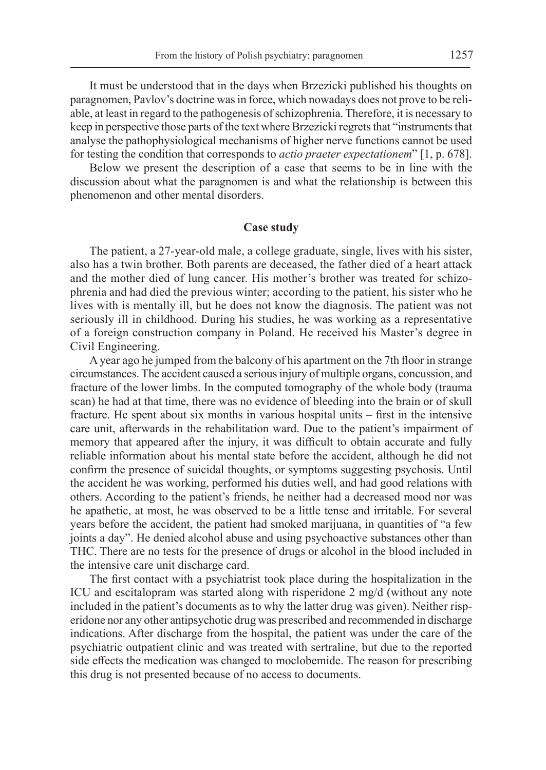It must be understood that in the days when Brzezicki published his thoughts on paragnomen, Pavlov's doctrine was in force, which nowadays does not prove to be reliable, at least in regard to the pathogenesis of schizophrenia. Therefore, it is necessary to keep in perspective those parts of the text where Brzezicki regrets that "instruments that analyse the pathophysiological mechanisms of higher nerve functions cannot be used for testing the condition that corresponds to *actio praeter expectationem*" [1, p. 678].

Below we present the description of a case that seems to be in line with the discussion about what the paragnomen is and what the relationship is between this phenomenon and other mental disorders.

## Case study

The patient, a 27-year-old male, a college graduate, single, lives with his sister, also has a twin brother. Both parents are deceased, the father died of a heart attack and the mother died of lung cancer. His mother's brother was treated for schizophrenia and had died the previous winter; according to the patient, his sister who he lives with is mentally ill, but he does not know the diagnosis. The patient was not seriously ill in childhood. During his studies, he was working as a representative of a foreign construction company in Poland. He received his Master's degree in Civil Engineering.

A year ago he jumped from the balcony of his apartment on the 7th floor in strange circumstances. The accident caused a serious injury of multiple organs, concussion, and fracture of the lower limbs. In the computed tomography of the whole body (trauma scan) he had at that time, there was no evidence of bleeding into the brain or of skull fracture. He spent about six months in various hospital units – first in the intensive care unit, afterwards in the rehabilitation ward. Due to the patient's impairment of memory that appeared after the injury, it was difficult to obtain accurate and fully reliable information about his mental state before the accident, although he did not confirm the presence of suicidal thoughts, or symptoms suggesting psychosis. Until the accident he was working, performed his duties well, and had good relations with others. According to the patient's friends, he neither had a decreased mood nor was he apathetic, at most, he was observed to be a little tense and irritable. For several years before the accident, the patient had smoked marijuana, in quantities of "a few joints a day". He denied alcohol abuse and using psychoactive substances other than THC. There are no tests for the presence of drugs or alcohol in the blood included in the intensive care unit discharge card.

The first contact with a psychiatrist took place during the hospitalization in the ICU and escitalopram was started along with risperidone 2 mg/d (without any note included in the patient's documents as to why the latter drug was given). Neither risperidone nor any other antipsychotic drug was prescribed and recommended in discharge indications. After discharge from the hospital, the patient was under the care of the psychiatric outpatient clinic and was treated with sertraline, but due to the reported side effects the medication was changed to moclobemide. The reason for prescribing this drug is not presented because of no access to documents.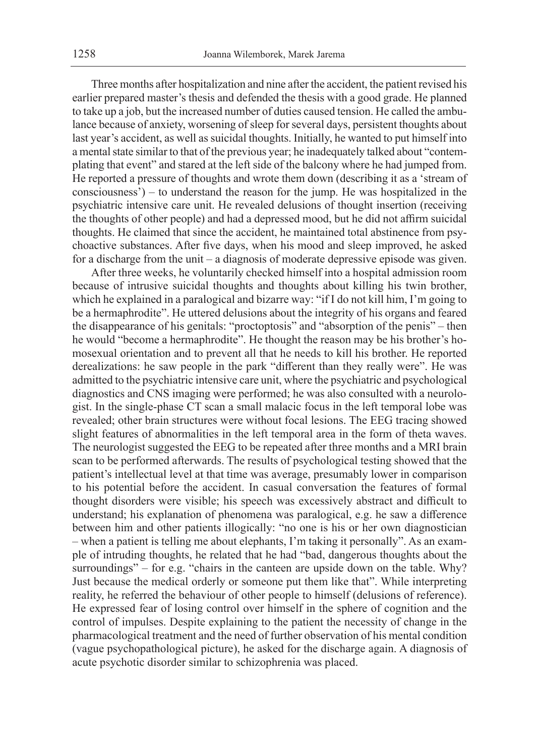Three months after hospitalization and nine after the accident, the patient revised his earlier prepared master's thesis and defended the thesis with a good grade. He planned to take up a job, but the increased number of duties caused tension. He called the ambulance because of anxiety, worsening of sleep for several days, persistent thoughts about last year's accident, as well as suicidal thoughts. Initially, he wanted to put himself into a mental state similar to that of the previous year; he inadequately talked about "contemplating that event" and stared at the left side of the balcony where he had jumped from. He reported a pressure of thoughts and wrote them down (describing it as a 'stream of consciousness') – to understand the reason for the jump. He was hospitalized in the psychiatric intensive care unit. He revealed delusions of thought insertion (receiving the thoughts of other people) and had a depressed mood, but he did not affirm suicidal thoughts. He claimed that since the accident, he maintained total abstinence from psychoactive substances. After five days, when his mood and sleep improved, he asked for a discharge from the unit – a diagnosis of moderate depressive episode was given.

After three weeks, he voluntarily checked himself into a hospital admission room because of intrusive suicidal thoughts and thoughts about killing his twin brother, which he explained in a paralogical and bizarre way: "if I do not kill him, I'm going to be a hermaphrodite". He uttered delusions about the integrity of his organs and feared the disappearance of his genitals: "proctoptosis" and "absorption of the penis" – then he would "become a hermaphrodite". He thought the reason may be his brother's homosexual orientation and to prevent all that he needs to kill his brother. He reported derealizations: he saw people in the park "different than they really were". He was admitted to the psychiatric intensive care unit, where the psychiatric and psychological diagnostics and CNS imaging were performed; he was also consulted with a neurologist. In the single-phase CT scan a small malacic focus in the left temporal lobe was revealed; other brain structures were without focal lesions. The EEG tracing showed slight features of abnormalities in the left temporal area in the form of theta waves. The neurologist suggested the EEG to be repeated after three months and a MRI brain scan to be performed afterwards. The results of psychological testing showed that the patient's intellectual level at that time was average, presumably lower in comparison to his potential before the accident. In casual conversation the features of formal thought disorders were visible; his speech was excessively abstract and difficult to understand; his explanation of phenomena was paralogical, e.g. he saw a difference between him and other patients illogically: "no one is his or her own diagnostician – when a patient is telling me about elephants, I'm taking it personally". As an example of intruding thoughts, he related that he had "bad, dangerous thoughts about the surroundings" – for e.g. "chairs in the canteen are upside down on the table. Why? Just because the medical orderly or someone put them like that". While interpreting reality, he referred the behaviour of other people to himself (delusions of reference). He expressed fear of losing control over himself in the sphere of cognition and the control of impulses. Despite explaining to the patient the necessity of change in the pharmacological treatment and the need of further observation of his mental condition (vague psychopathological picture), he asked for the discharge again. A diagnosis of acute psychotic disorder similar to schizophrenia was placed.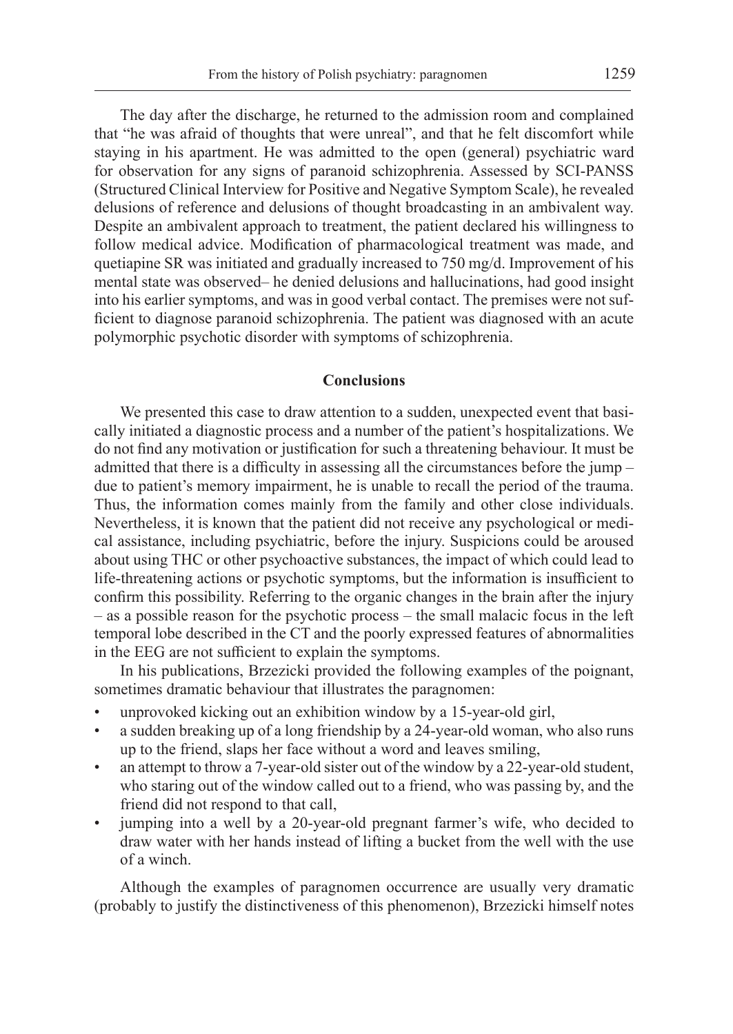The day after the discharge, he returned to the admission room and complained that "he was afraid of thoughts that were unreal", and that he felt discomfort while staying in his apartment. He was admitted to the open (general) psychiatric ward for observation for any signs of paranoid schizophrenia. Assessed by SCI-PANSS (Structured Clinical Interview for Positive and Negative Symptom Scale), he revealed delusions of reference and delusions of thought broadcasting in an ambivalent way. Despite an ambivalent approach to treatment, the patient declared his willingness to follow medical advice. Modification of pharmacological treatment was made, and quetiapine SR was initiated and gradually increased to 750 mg/d. Improvement of his mental state was observed– he denied delusions and hallucinations, had good insight into his earlier symptoms, and was in good verbal contact. The premises were not sufficient to diagnose paranoid schizophrenia. The patient was diagnosed with an acute polymorphic psychotic disorder with symptoms of schizophrenia.

## Conclusions

We presented this case to draw attention to a sudden, unexpected event that basically initiated a diagnostic process and a number of the patient's hospitalizations. We do not find any motivation or justification for such a threatening behaviour. It must be admitted that there is a difficulty in assessing all the circumstances before the jump – due to patient's memory impairment, he is unable to recall the period of the trauma. Thus, the information comes mainly from the family and other close individuals. Nevertheless, it is known that the patient did not receive any psychological or medical assistance, including psychiatric, before the injury. Suspicions could be aroused about using THC or other psychoactive substances, the impact of which could lead to life-threatening actions or psychotic symptoms, but the information is insufficient to confirm this possibility. Referring to the organic changes in the brain after the injury – as a possible reason for the psychotic process – the small malacic focus in the left temporal lobe described in the CT and the poorly expressed features of abnormalities in the EEG are not sufficient to explain the symptoms.

In his publications, Brzezicki provided the following examples of the poignant, sometimes dramatic behaviour that illustrates the paragnomen:

- unprovoked kicking out an exhibition window by a 15-year-old girl,
- a sudden breaking up of a long friendship by a 24-year-old woman, who also runs up to the friend, slaps her face without a word and leaves smiling,
- an attempt to throw a 7-year-old sister out of the window by a 22-year-old student, who staring out of the window called out to a friend, who was passing by, and the friend did not respond to that call,
- jumping into a well by a 20-year-old pregnant farmer's wife, who decided to draw water with her hands instead of lifting a bucket from the well with the use of a winch.

Although the examples of paragnomen occurrence are usually very dramatic (probably to justify the distinctiveness of this phenomenon), Brzezicki himself notes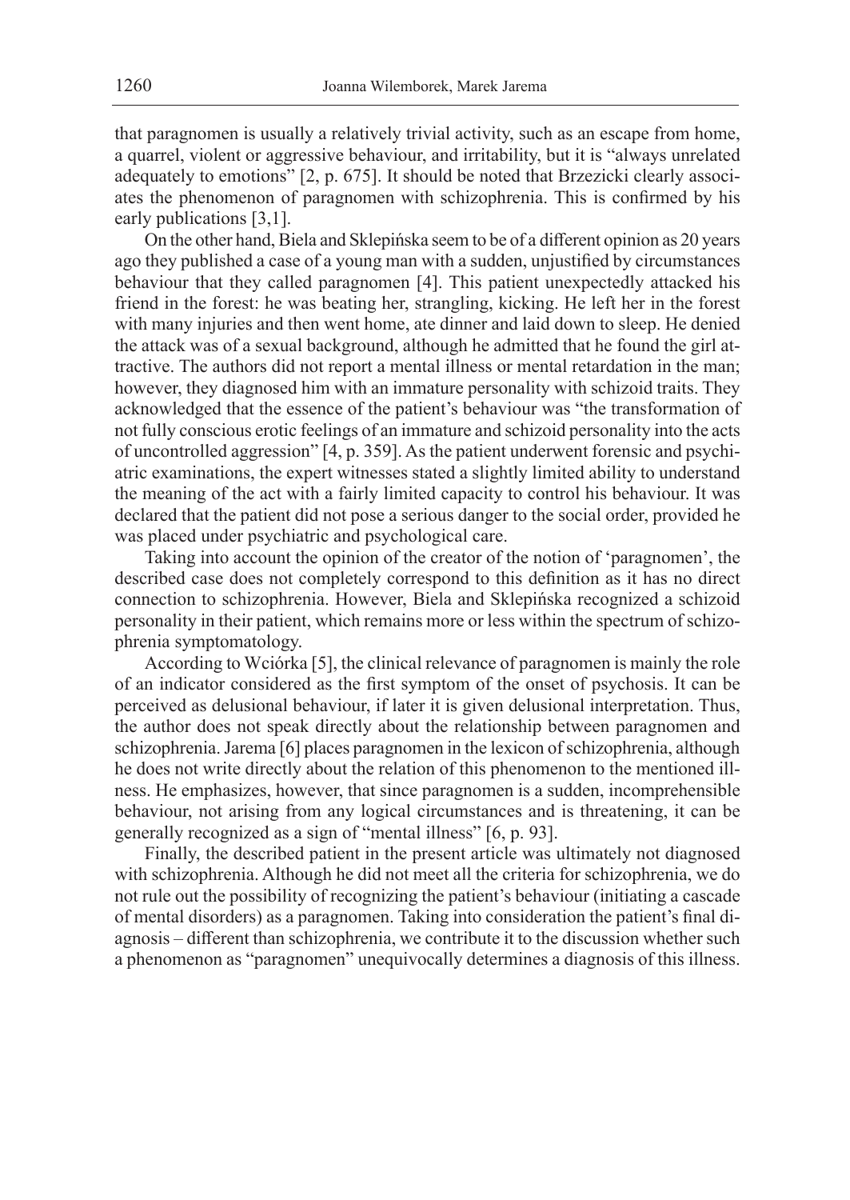that paragnomen is usually a relatively trivial activity, such as an escape from home, a quarrel, violent or aggressive behaviour, and irritability, but it is "always unrelated adequately to emotions" [2, p. 675]. It should be noted that Brzezicki clearly associates the phenomenon of paragnomen with schizophrenia. This is confirmed by his early publications [3,1].

On the other hand, Biela and Sklepińska seem to be of a different opinion as 20 years ago they published a case of a young man with a sudden, unjustified by circumstances behaviour that they called paragnomen [4]. This patient unexpectedly attacked his friend in the forest: he was beating her, strangling, kicking. He left her in the forest with many injuries and then went home, ate dinner and laid down to sleep. He denied the attack was of a sexual background, although he admitted that he found the girl attractive. The authors did not report a mental illness or mental retardation in the man; however, they diagnosed him with an immature personality with schizoid traits. They acknowledged that the essence of the patient's behaviour was "the transformation of not fully conscious erotic feelings of an immature and schizoid personality into the acts of uncontrolled aggression" [4, p. 359]. As the patient underwent forensic and psychiatric examinations, the expert witnesses stated a slightly limited ability to understand the meaning of the act with a fairly limited capacity to control his behaviour. It was declared that the patient did not pose a serious danger to the social order, provided he was placed under psychiatric and psychological care.

Taking into account the opinion of the creator of the notion of 'paragnomen', the described case does not completely correspond to this definition as it has no direct connection to schizophrenia. However, Biela and Sklepińska recognized a schizoid personality in their patient, which remains more or less within the spectrum of schizophrenia symptomatology.

According to Wciórka [5], the clinical relevance of paragnomen is mainly the role of an indicator considered as the first symptom of the onset of psychosis. It can be perceived as delusional behaviour, if later it is given delusional interpretation. Thus, the author does not speak directly about the relationship between paragnomen and schizophrenia. Jarema [6] places paragnomen in the lexicon of schizophrenia, although he does not write directly about the relation of this phenomenon to the mentioned illness. He emphasizes, however, that since paragnomen is a sudden, incomprehensible behaviour, not arising from any logical circumstances and is threatening, it can be generally recognized as a sign of "mental illness" [6, p. 93].

Finally, the described patient in the present article was ultimately not diagnosed with schizophrenia. Although he did not meet all the criteria for schizophrenia, we do not rule out the possibility of recognizing the patient's behaviour (initiating a cascade of mental disorders) as a paragnomen. Taking into consideration the patient's final diagnosis – different than schizophrenia, we contribute it to the discussion whether such a phenomenon as "paragnomen" unequivocally determines a diagnosis of this illness.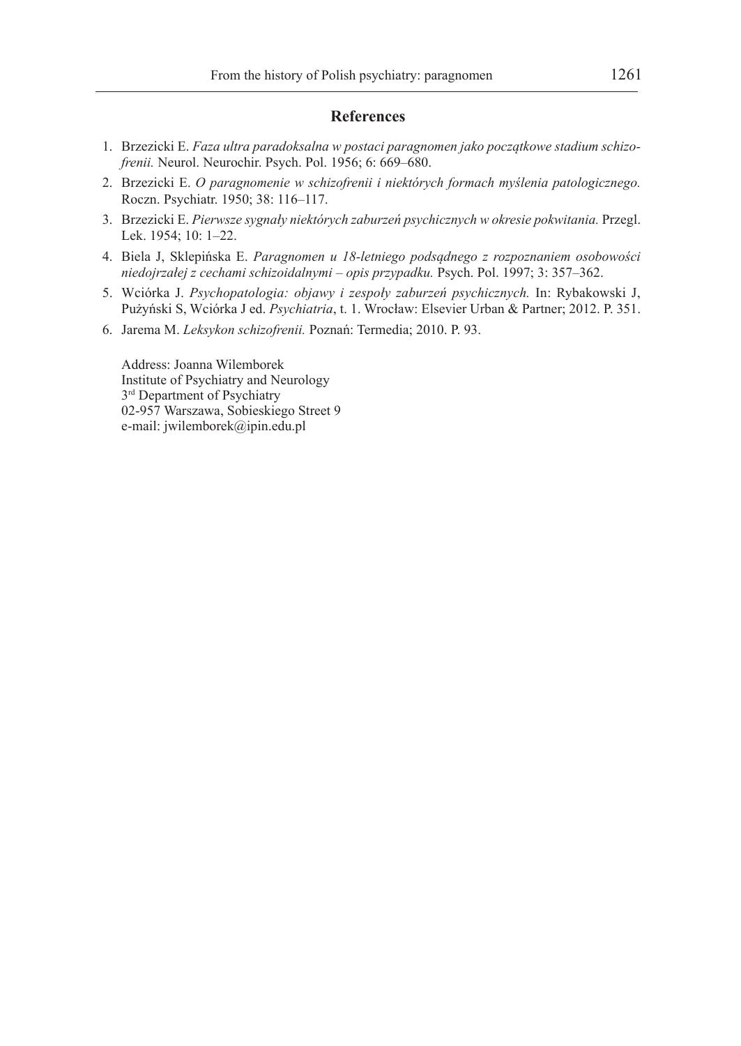## References

1. Brzezicki E. *Faza ultra paradoksalna w postaci paragnomen jako początkowe stadium schizofrenii.* Neurol. Neurochir. Psych. Pol. 1956; 6: 669–680.
2. Brzezicki E. *O paragnomenie w schizofrenii i niektórych formach myślenia patologicznego.* Roczn. Psychiatr. 1950; 38: 116–117.
3. Brzezicki E. *Pierwsze sygnały niektórych zaburzeń psychicznych w okresie pokwitania.* Przegl. Lek. 1954; 10: 1–22.
4. Biela J, Sklepińska E. *Paragnomen u 18-letniego podsądnego z rozpoznaniem osobowości niedojrzałej z cechami schizoidalnymi – opis przypadku.* Psych. Pol. 1997; 3: 357–362.
5. Wciórka J. *Psychopatologia: objawy i zespoły zaburzeń psychicznych.* In: Rybakowski J, Pużyński S, Wciórka J ed. *Psychiatria*, t. 1. Wrocław: Elsevier Urban & Partner; 2012. P. 351.
6. Jarema M. *Leksykon schizofrenii.* Poznań: Termedia; 2010. P. 93.

Address: Joanna Wilemborek
Institute of Psychiatry and Neurology
3rd Department of Psychiatry
02-957 Warszawa, Sobieskiego Street 9
e-mail: jwilemborek@ipin.edu.pl